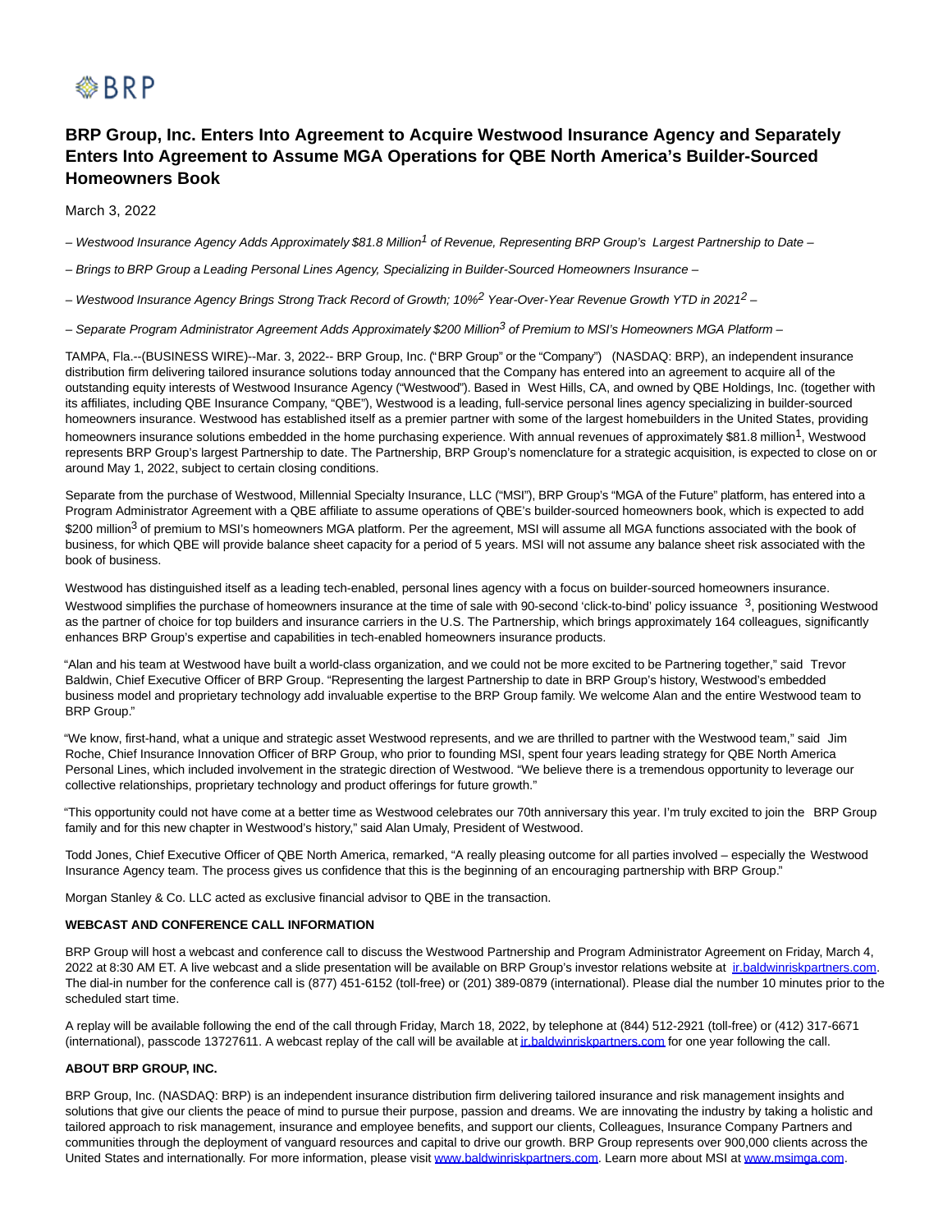BRP

# BRP Group, Inc. Enters Into Agreement to Acquire Westwood Insurance Agency and Separately Enters Into Agreement to Assume MGA Operations for QBE North America's Builder-Sourced Homeowners Book

March 3, 2022

*– Westwood Insurance Agency Adds Approximately $81.8 Million[1] of Revenue, Representing BRP Group's Largest Partnership to Date –*

*– Brings to BRP Group a Leading Personal Lines Agency, Specializing in Builder-Sourced Homeowners Insurance –*

*– Westwood Insurance Agency Brings Strong Track Record of Growth; 10%[2] Year-Over-Year Revenue Growth YTD in 2021[2] –*

*– Separate Program Administrator Agreement Adds Approximately $200 Million[3] of Premium to MSI's Homeowners MGA Platform –*

TAMPA, Fla.--(BUSINESS WIRE)--Mar. 3, 2022-- BRP Group, Inc. ("BRP Group" or the "Company") (NASDAQ: BRP), an independent insurance distribution firm delivering tailored insurance solutions today announced that the Company has entered into an agreement to acquire all of the outstanding equity interests of Westwood Insurance Agency ("Westwood"). Based in West Hills, CA, and owned by QBE Holdings, Inc. (together with its affiliates, including QBE Insurance Company, "QBE"), Westwood is a leading, full-service personal lines agency specializing in builder-sourced homeowners insurance. Westwood has established itself as a premier partner with some of the largest homebuilders in the United States, providing homeowners insurance solutions embedded in the home purchasing experience. With annual revenues of approximately $81.8 million[1], Westwood represents BRP Group's largest Partnership to date. The Partnership, BRP Group's nomenclature for a strategic acquisition, is expected to close on or around May 1, 2022, subject to certain closing conditions.

Separate from the purchase of Westwood, Millennial Specialty Insurance, LLC ("MSI"), BRP Group's "MGA of the Future" platform, has entered into a Program Administrator Agreement with a QBE affiliate to assume operations of QBE's builder-sourced homeowners book, which is expected to add $200 million[3] of premium to MSI's homeowners MGA platform. Per the agreement, MSI will assume all MGA functions associated with the book of business, for which QBE will provide balance sheet capacity for a period of 5 years. MSI will not assume any balance sheet risk associated with the book of business.

Westwood has distinguished itself as a leading tech-enabled, personal lines agency with a focus on builder-sourced homeowners insurance. Westwood simplifies the purchase of homeowners insurance at the time of sale with 90-second 'click-to-bind' policy issuance [3], positioning Westwood as the partner of choice for top builders and insurance carriers in the U.S. The Partnership, which brings approximately 164 colleagues, significantly enhances BRP Group's expertise and capabilities in tech-enabled homeowners insurance products.

"Alan and his team at Westwood have built a world-class organization, and we could not be more excited to be Partnering together," said Trevor Baldwin, Chief Executive Officer of BRP Group. "Representing the largest Partnership to date in BRP Group's history, Westwood's embedded business model and proprietary technology add invaluable expertise to the BRP Group family. We welcome Alan and the entire Westwood team to BRP Group."

"We know, first-hand, what a unique and strategic asset Westwood represents, and we are thrilled to partner with the Westwood team," said Jim Roche, Chief Insurance Innovation Officer of BRP Group, who prior to founding MSI, spent four years leading strategy for QBE North America Personal Lines, which included involvement in the strategic direction of Westwood. "We believe there is a tremendous opportunity to leverage our collective relationships, proprietary technology and product offerings for future growth."

"This opportunity could not have come at a better time as Westwood celebrates our 70th anniversary this year. I'm truly excited to join the BRP Group family and for this new chapter in Westwood's history," said Alan Umaly, President of Westwood.

Todd Jones, Chief Executive Officer of QBE North America, remarked, "A really pleasing outcome for all parties involved – especially the Westwood Insurance Agency team. The process gives us confidence that this is the beginning of an encouraging partnership with BRP Group."

Morgan Stanley & Co. LLC acted as exclusive financial advisor to QBE in the transaction.

**WEBCAST AND CONFERENCE CALL INFORMATION**

BRP Group will host a webcast and conference call to discuss the Westwood Partnership and Program Administrator Agreement on Friday, March 4, 2022 at 8:30 AM ET. A live webcast and a slide presentation will be available on BRP Group's investor relations website at ir.baldwinriskpartners.com. The dial-in number for the conference call is (877) 451-6152 (toll-free) or (201) 389-0879 (international). Please dial the number 10 minutes prior to the scheduled start time.

A replay will be available following the end of the call through Friday, March 18, 2022, by telephone at (844) 512-2921 (toll-free) or (412) 317-6671 (international), passcode 13727611. A webcast replay of the call will be available at ir.baldwinriskpartners.com for one year following the call.

**ABOUT BRP GROUP, INC.**

BRP Group, Inc. (NASDAQ: BRP) is an independent insurance distribution firm delivering tailored insurance and risk management insights and solutions that give our clients the peace of mind to pursue their purpose, passion and dreams. We are innovating the industry by taking a holistic and tailored approach to risk management, insurance and employee benefits, and support our clients, Colleagues, Insurance Company Partners and communities through the deployment of vanguard resources and capital to drive our growth. BRP Group represents over 900,000 clients across the United States and internationally. For more information, please visit www.baldwinriskpartners.com. Learn more about MSI at www.msimga.com.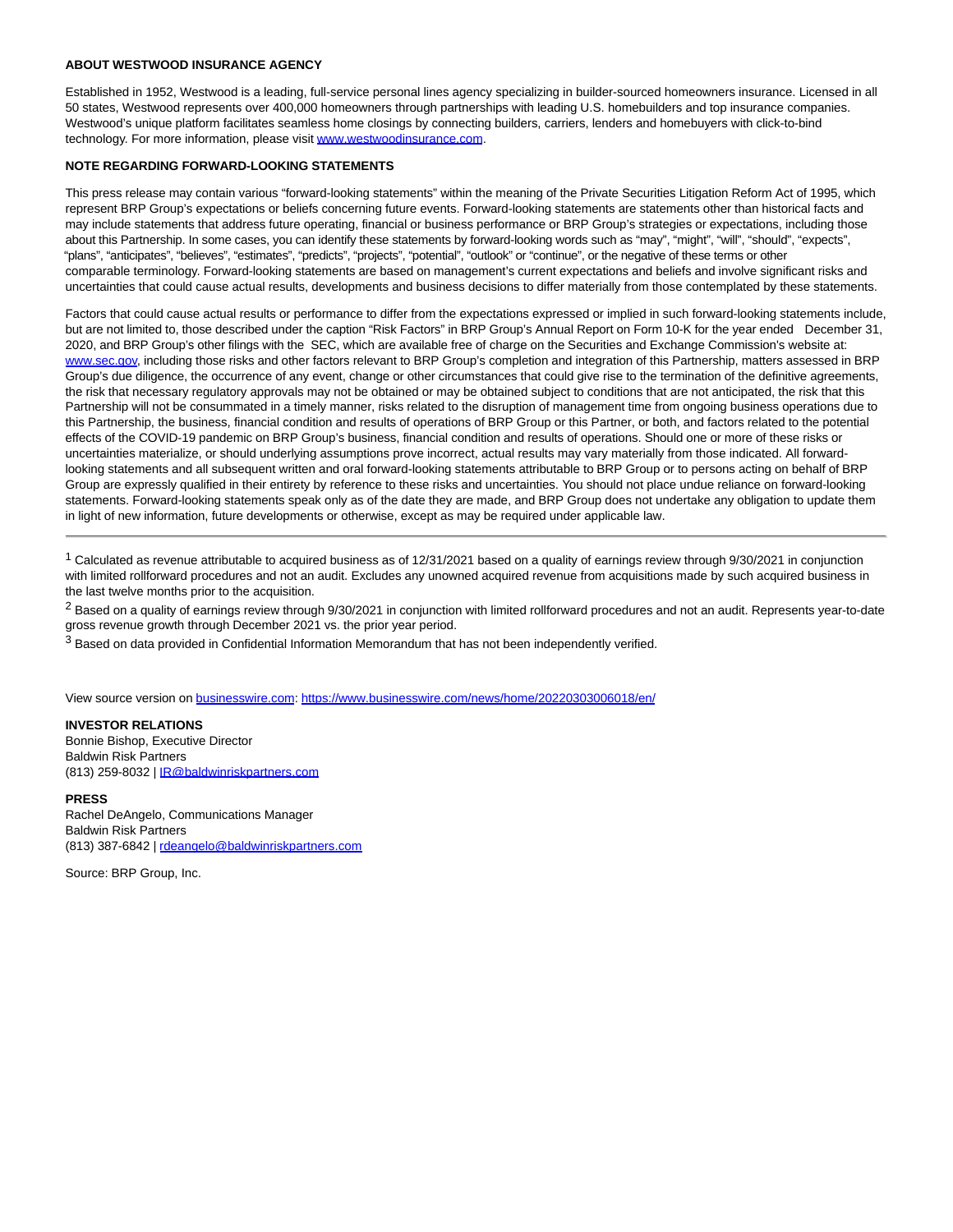**ABOUT WESTWOOD INSURANCE AGENCY**

Established in 1952, Westwood is a leading, full-service personal lines agency specializing in builder-sourced homeowners insurance. Licensed in all 50 states, Westwood represents over 400,000 homeowners through partnerships with leading U.S. homebuilders and top insurance companies. Westwood's unique platform facilitates seamless home closings by connecting builders, carriers, lenders and homebuyers with click-to-bind technology. For more information, please visit www.westwoodinsurance.com.

**NOTE REGARDING FORWARD-LOOKING STATEMENTS**

This press release may contain various "forward-looking statements" within the meaning of the Private Securities Litigation Reform Act of 1995, which represent BRP Group's expectations or beliefs concerning future events. Forward-looking statements are statements other than historical facts and may include statements that address future operating, financial or business performance or BRP Group's strategies or expectations, including those about this Partnership. In some cases, you can identify these statements by forward-looking words such as "may", "might", "will", "should", "expects", "plans", "anticipates", "believes", "estimates", "predicts", "projects", "potential", "outlook" or "continue", or the negative of these terms or other comparable terminology. Forward-looking statements are based on management's current expectations and beliefs and involve significant risks and uncertainties that could cause actual results, developments and business decisions to differ materially from those contemplated by these statements.

Factors that could cause actual results or performance to differ from the expectations expressed or implied in such forward-looking statements include, but are not limited to, those described under the caption "Risk Factors" in BRP Group's Annual Report on Form 10-K for the year ended December 31, 2020, and BRP Group's other filings with the SEC, which are available free of charge on the Securities and Exchange Commission's website at: www.sec.gov, including those risks and other factors relevant to BRP Group's completion and integration of this Partnership, matters assessed in BRP Group's due diligence, the occurrence of any event, change or other circumstances that could give rise to the termination of the definitive agreements, the risk that necessary regulatory approvals may not be obtained or may be obtained subject to conditions that are not anticipated, the risk that this Partnership will not be consummated in a timely manner, risks related to the disruption of management time from ongoing business operations due to this Partnership, the business, financial condition and results of operations of BRP Group or this Partner, or both, and factors related to the potential effects of the COVID-19 pandemic on BRP Group's business, financial condition and results of operations. Should one or more of these risks or uncertainties materialize, or should underlying assumptions prove incorrect, actual results may vary materially from those indicated. All forward-looking statements and all subsequent written and oral forward-looking statements attributable to BRP Group or to persons acting on behalf of BRP Group are expressly qualified in their entirety by reference to these risks and uncertainties. You should not place undue reliance on forward-looking statements. Forward-looking statements speak only as of the date they are made, and BRP Group does not undertake any obligation to update them in light of new information, future developments or otherwise, except as may be required under applicable law.

---

[1] Calculated as revenue attributable to acquired business as of 12/31/2021 based on a quality of earnings review through 9/30/2021 in conjunction with limited rollforward procedures and not an audit. Excludes any unowned acquired revenue from acquisitions made by such acquired business in the last twelve months prior to the acquisition.

[2] Based on a quality of earnings review through 9/30/2021 in conjunction with limited rollforward procedures and not an audit. Represents year-to-date gross revenue growth through December 2021 vs. the prior year period.

[3] Based on data provided in Confidential Information Memorandum that has not been independently verified.

View source version on businesswire.com: https://www.businesswire.com/news/home/20220303006018/en/

**INVESTOR RELATIONS**
Bonnie Bishop, Executive Director
Baldwin Risk Partners
(813) 259-8032 | IR@baldwinriskpartners.com

**PRESS**
Rachel DeAngelo, Communications Manager
Baldwin Risk Partners
(813) 387-6842 | rdeangelo@baldwinriskpartners.com

Source: BRP Group, Inc.